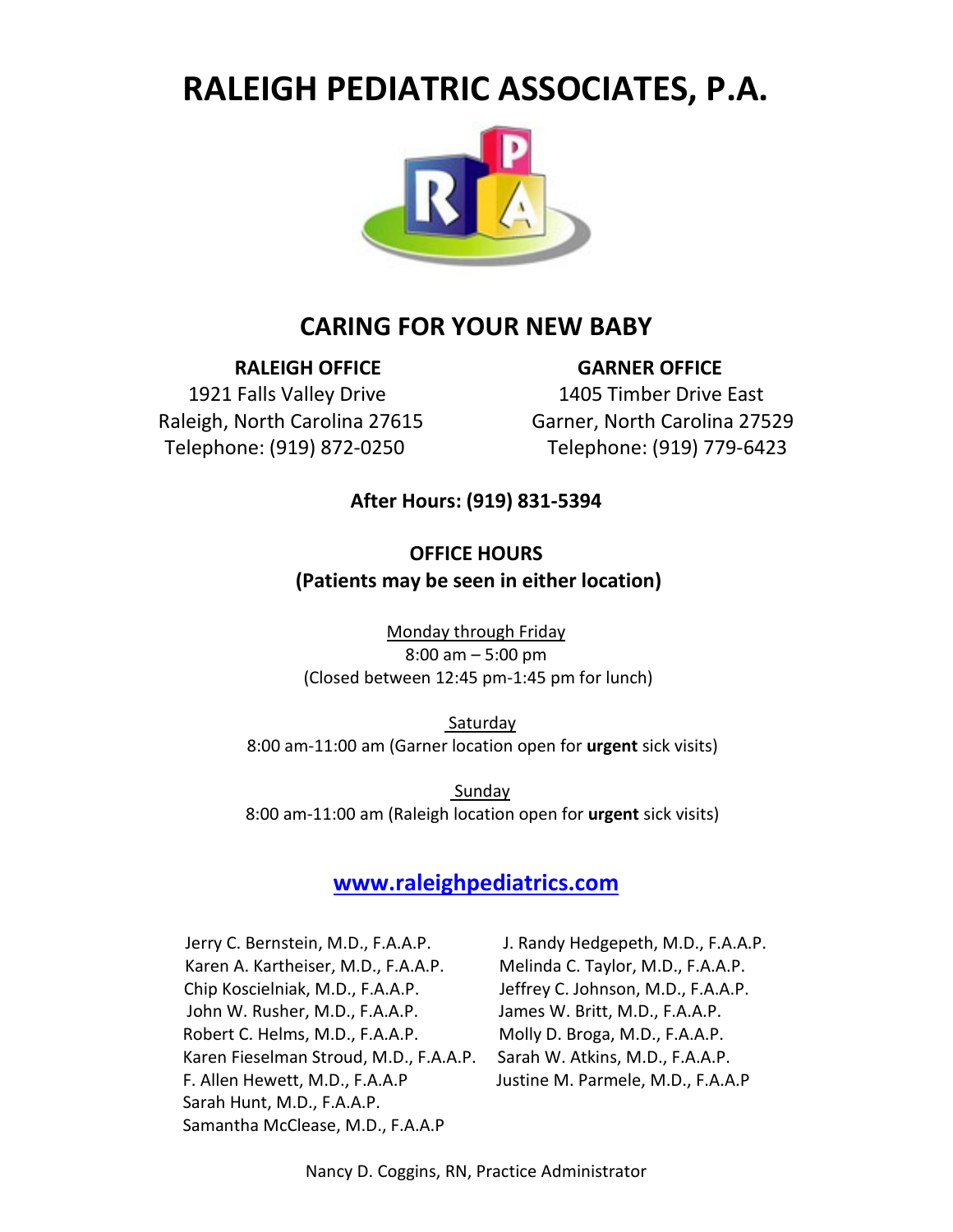# RALEIGH PEDIATRIC ASSOCIATES, P.A.

## CARING FOR YOUR NEW BABY

**RALEIGH OFFICE**
1921 Falls Valley Drive
Raleigh, North Carolina 27615
Telephone: (919) 872-0250

**GARNER OFFICE**
1405 Timber Drive East
Garner, North Carolina 27529
Telephone: (919) 779-6423

**After Hours: (919) 831-5394**

**OFFICE HOURS**
**(Patients may be seen in either location)**

Monday through Friday
8:00 am – 5:00 pm
(Closed between 12:45 pm-1:45 pm for lunch)

Saturday
8:00 am-11:00 am (Garner location open for **urgent** sick visits)

Sunday
8:00 am-11:00 am (Raleigh location open for **urgent** sick visits)

**www.raleighpediatrics.com**

Jerry C. Bernstein, M.D., F.A.A.P.
Karen A. Kartheiser, M.D., F.A.A.P.
Chip Koscielniak, M.D., F.A.A.P.
John W. Rusher, M.D., F.A.A.P.
Robert C. Helms, M.D., F.A.A.P.
Karen Fieselman Stroud, M.D., F.A.A.P.
F. Allen Hewett, M.D., F.A.A.P
Sarah Hunt, M.D., F.A.A.P.
Samantha McClease, M.D., F.A.A.P
J. Randy Hedgepeth, M.D., F.A.A.P.
Melinda C. Taylor, M.D., F.A.A.P.
Jeffrey C. Johnson, M.D., F.A.A.P.
James W. Britt, M.D., F.A.A.P.
Molly D. Broga, M.D., F.A.A.P.
Sarah W. Atkins, M.D., F.A.A.P.
Justine M. Parmele, M.D., F.A.A.P

Nancy D. Coggins, RN, Practice Administrator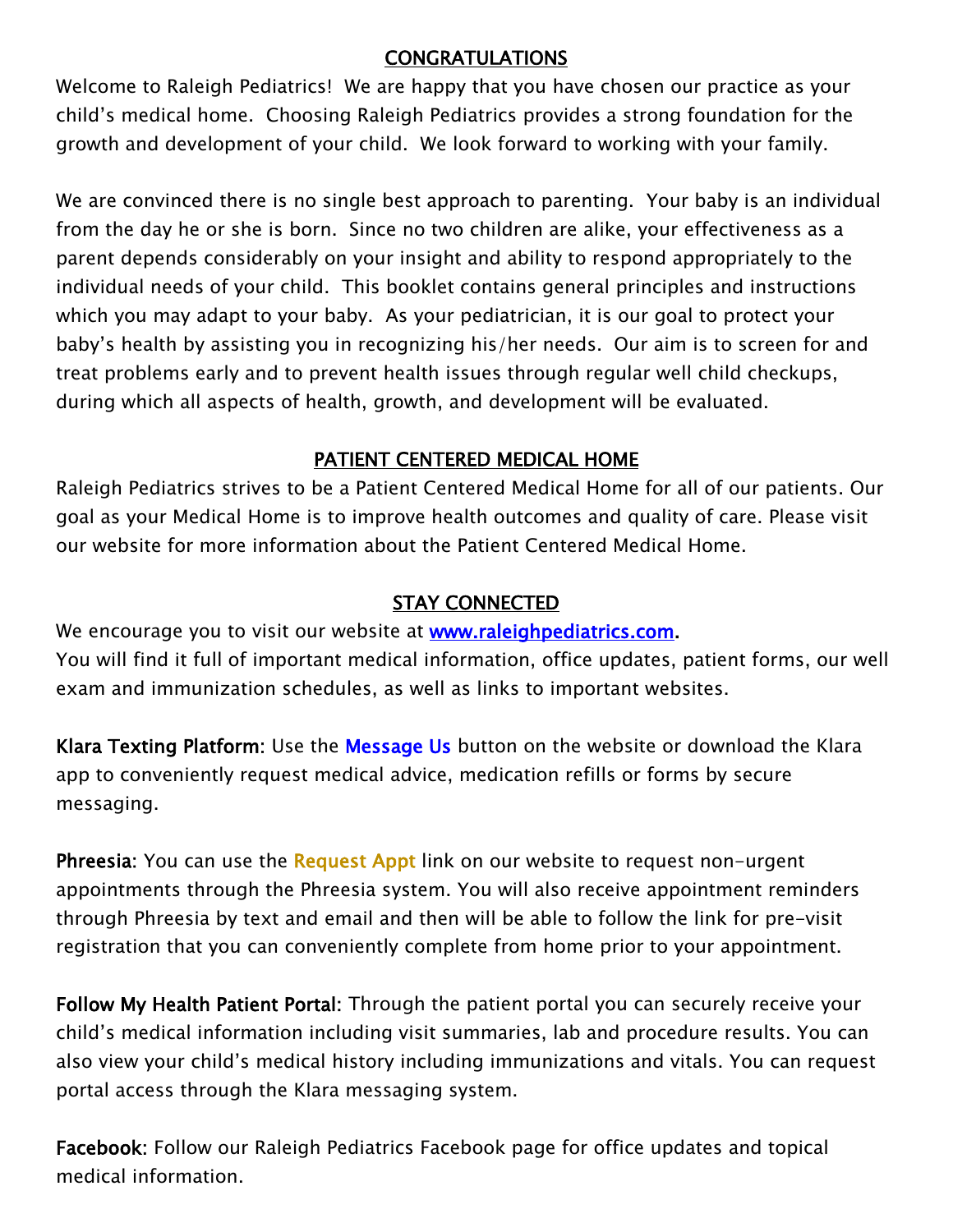## CONGRATULATIONS

Welcome to Raleigh Pediatrics! We are happy that you have chosen our practice as your child's medical home. Choosing Raleigh Pediatrics provides a strong foundation for the growth and development of your child. We look forward to working with your family.

We are convinced there is no single best approach to parenting. Your baby is an individual from the day he or she is born. Since no two children are alike, your effectiveness as a parent depends considerably on your insight and ability to respond appropriately to the individual needs of your child. This booklet contains general principles and instructions which you may adapt to your baby. As your pediatrician, it is our goal to protect your baby's health by assisting you in recognizing his/her needs. Our aim is to screen for and treat problems early and to prevent health issues through regular well child checkups, during which all aspects of health, growth, and development will be evaluated.

## PATIENT CENTERED MEDICAL HOME

Raleigh Pediatrics strives to be a Patient Centered Medical Home for all of our patients. Our goal as your Medical Home is to improve health outcomes and quality of care. Please visit our website for more information about the Patient Centered Medical Home.

## STAY CONNECTED

We encourage you to visit our website at [www.raleighpediatrics.com](http://www.raleighpediatrics.com).
You will find it full of important medical information, office updates, patient forms, our well exam and immunization schedules, as well as links to important websites.

**Klara Texting Platform:** Use the Message Us button on the website or download the Klara app to conveniently request medical advice, medication refills or forms by secure messaging.

**Phreesia:** You can use the Request Appt link on our website to request non-urgent appointments through the Phreesia system. You will also receive appointment reminders through Phreesia by text and email and then will be able to follow the link for pre-visit registration that you can conveniently complete from home prior to your appointment.

**Follow My Health Patient Portal:** Through the patient portal you can securely receive your child's medical information including visit summaries, lab and procedure results. You can also view your child's medical history including immunizations and vitals. You can request portal access through the Klara messaging system.

**Facebook:** Follow our Raleigh Pediatrics Facebook page for office updates and topical medical information.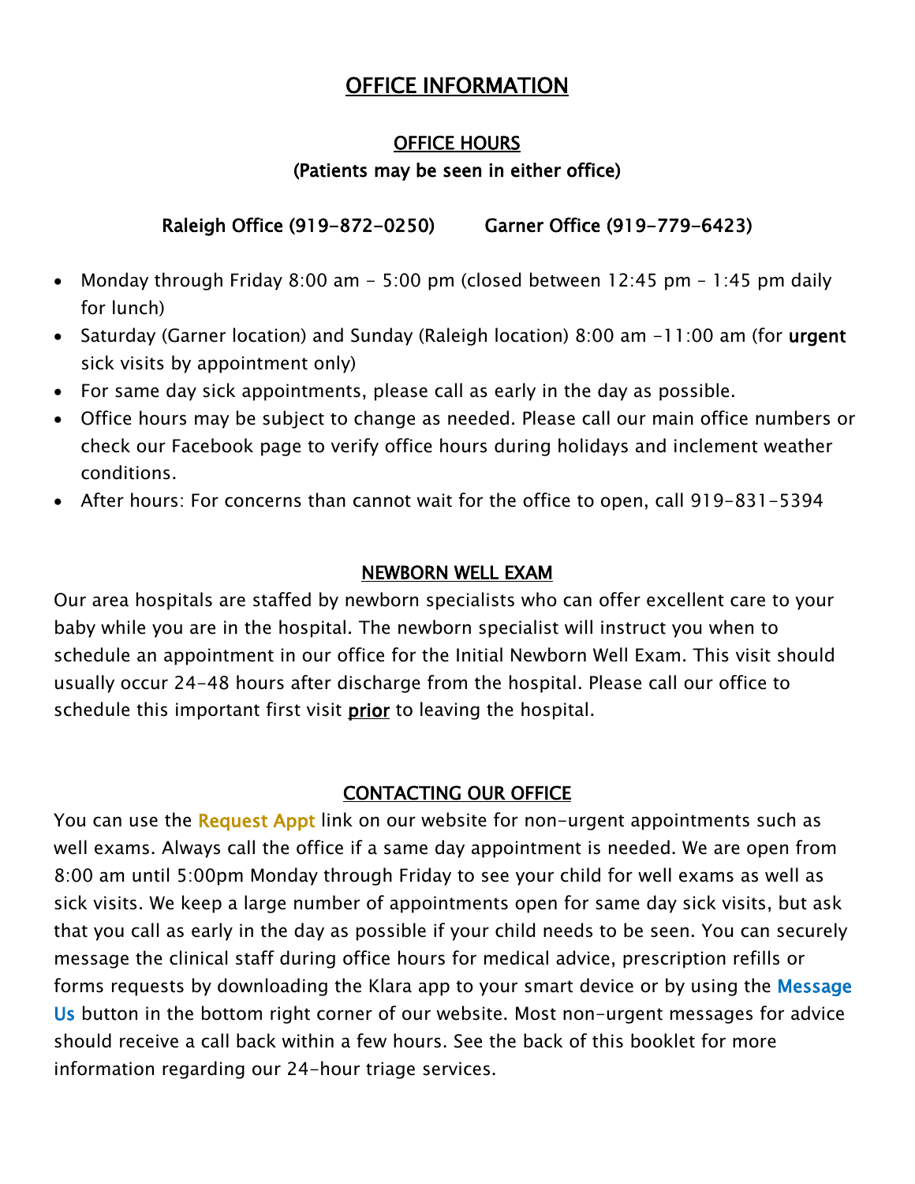# OFFICE INFORMATION

## OFFICE HOURS

**(Patients may be seen in either office)**

**Raleigh Office (919-872-0250) Garner Office (919-779-6423)**

- Monday through Friday 8:00 am - 5:00 pm (closed between 12:45 pm – 1:45 pm daily for lunch)
- Saturday (Garner location) and Sunday (Raleigh location) 8:00 am -11:00 am (for **urgent** sick visits by appointment only)
- For same day sick appointments, please call as early in the day as possible.
- Office hours may be subject to change as needed. Please call our main office numbers or check our Facebook page to verify office hours during holidays and inclement weather conditions.
- After hours: For concerns than cannot wait for the office to open, call 919-831-5394

## NEWBORN WELL EXAM

Our area hospitals are staffed by newborn specialists who can offer excellent care to your baby while you are in the hospital. The newborn specialist will instruct you when to schedule an appointment in our office for the Initial Newborn Well Exam. This visit should usually occur 24-48 hours after discharge from the hospital. Please call our office to schedule this important first visit **prior** to leaving the hospital.

## CONTACTING OUR OFFICE

You can use the Request Appt link on our website for non-urgent appointments such as well exams. Always call the office if a same day appointment is needed. We are open from 8:00 am until 5:00pm Monday through Friday to see your child for well exams as well as sick visits. We keep a large number of appointments open for same day sick visits, but ask that you call as early in the day as possible if your child needs to be seen. You can securely message the clinical staff during office hours for medical advice, prescription refills or forms requests by downloading the Klara app to your smart device or by using the Message Us button in the bottom right corner of our website. Most non-urgent messages for advice should receive a call back within a few hours. See the back of this booklet for more information regarding our 24-hour triage services.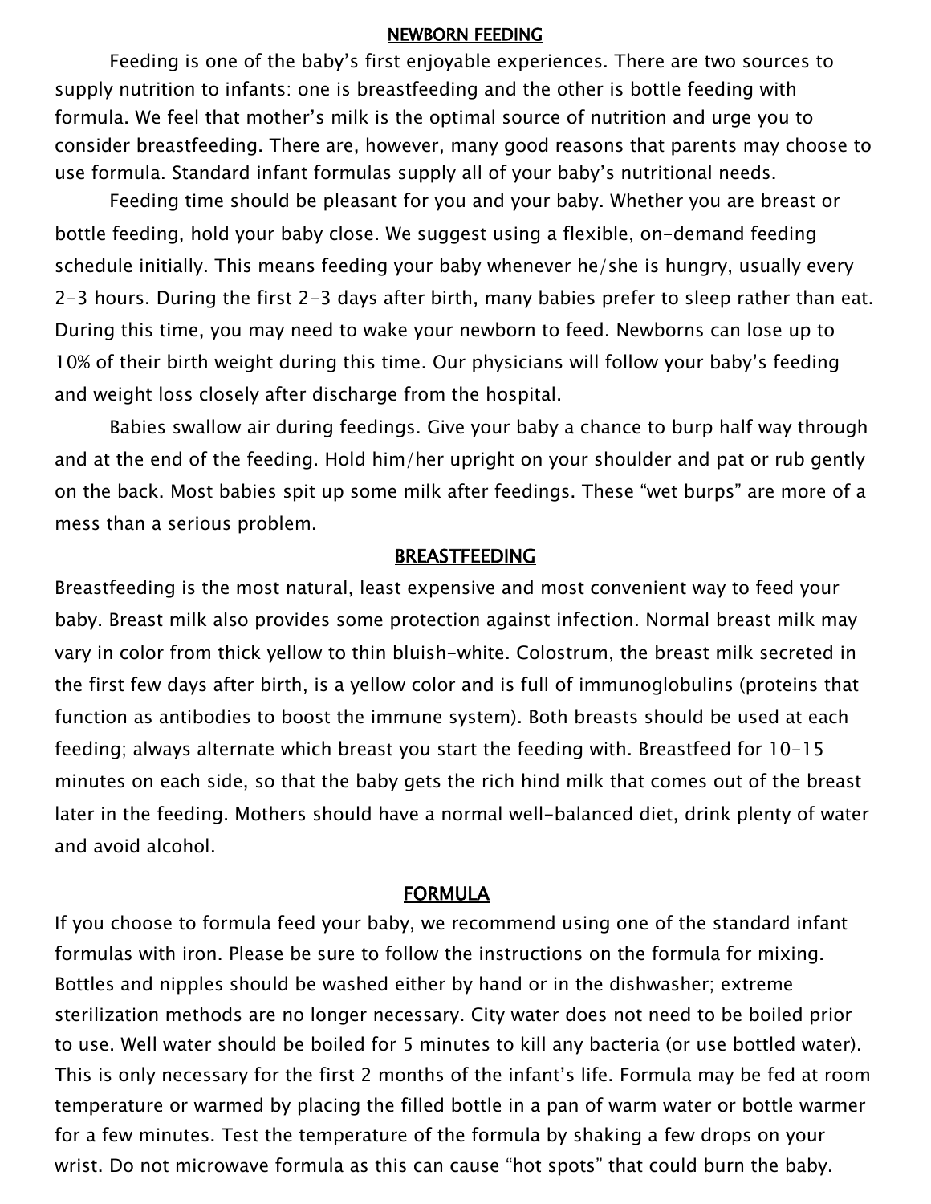## NEWBORN FEEDING

Feeding is one of the baby's first enjoyable experiences. There are two sources to supply nutrition to infants: one is breastfeeding and the other is bottle feeding with formula. We feel that mother's milk is the optimal source of nutrition and urge you to consider breastfeeding. There are, however, many good reasons that parents may choose to use formula. Standard infant formulas supply all of your baby's nutritional needs.

Feeding time should be pleasant for you and your baby. Whether you are breast or bottle feeding, hold your baby close. We suggest using a flexible, on-demand feeding schedule initially. This means feeding your baby whenever he/she is hungry, usually every 2-3 hours. During the first 2-3 days after birth, many babies prefer to sleep rather than eat. During this time, you may need to wake your newborn to feed. Newborns can lose up to 10% of their birth weight during this time. Our physicians will follow your baby's feeding and weight loss closely after discharge from the hospital.

Babies swallow air during feedings. Give your baby a chance to burp half way through and at the end of the feeding. Hold him/her upright on your shoulder and pat or rub gently on the back. Most babies spit up some milk after feedings. These "wet burps" are more of a mess than a serious problem.

## BREASTFEEDING

Breastfeeding is the most natural, least expensive and most convenient way to feed your baby. Breast milk also provides some protection against infection. Normal breast milk may vary in color from thick yellow to thin bluish-white. Colostrum, the breast milk secreted in the first few days after birth, is a yellow color and is full of immunoglobulins (proteins that function as antibodies to boost the immune system). Both breasts should be used at each feeding; always alternate which breast you start the feeding with. Breastfeed for 10-15 minutes on each side, so that the baby gets the rich hind milk that comes out of the breast later in the feeding. Mothers should have a normal well-balanced diet, drink plenty of water and avoid alcohol.

## FORMULA

If you choose to formula feed your baby, we recommend using one of the standard infant formulas with iron. Please be sure to follow the instructions on the formula for mixing. Bottles and nipples should be washed either by hand or in the dishwasher; extreme sterilization methods are no longer necessary. City water does not need to be boiled prior to use. Well water should be boiled for 5 minutes to kill any bacteria (or use bottled water). This is only necessary for the first 2 months of the infant's life. Formula may be fed at room temperature or warmed by placing the filled bottle in a pan of warm water or bottle warmer for a few minutes. Test the temperature of the formula by shaking a few drops on your wrist. Do not microwave formula as this can cause "hot spots" that could burn the baby.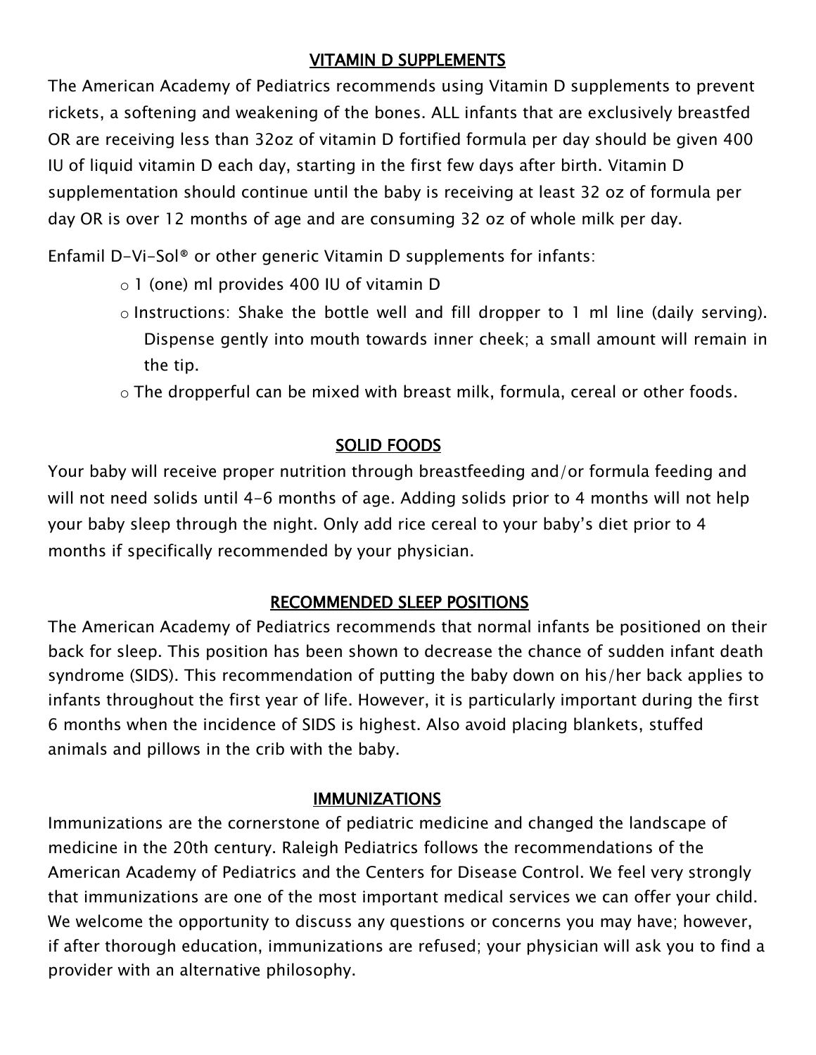## VITAMIN D SUPPLEMENTS

The American Academy of Pediatrics recommends using Vitamin D supplements to prevent rickets, a softening and weakening of the bones. ALL infants that are exclusively breastfed OR are receiving less than 32oz of vitamin D fortified formula per day should be given 400 IU of liquid vitamin D each day, starting in the first few days after birth. Vitamin D supplementation should continue until the baby is receiving at least 32 oz of formula per day OR is over 12 months of age and are consuming 32 oz of whole milk per day.

Enfamil D-Vi-Sol® or other generic Vitamin D supplements for infants:

- 1 (one) ml provides 400 IU of vitamin D
- Instructions: Shake the bottle well and fill dropper to 1 ml line (daily serving). Dispense gently into mouth towards inner cheek; a small amount will remain in the tip.
- The dropperful can be mixed with breast milk, formula, cereal or other foods.

## SOLID FOODS

Your baby will receive proper nutrition through breastfeeding and/or formula feeding and will not need solids until 4-6 months of age. Adding solids prior to 4 months will not help your baby sleep through the night. Only add rice cereal to your baby's diet prior to 4 months if specifically recommended by your physician.

## RECOMMENDED SLEEP POSITIONS

The American Academy of Pediatrics recommends that normal infants be positioned on their back for sleep. This position has been shown to decrease the chance of sudden infant death syndrome (SIDS). This recommendation of putting the baby down on his/her back applies to infants throughout the first year of life. However, it is particularly important during the first 6 months when the incidence of SIDS is highest. Also avoid placing blankets, stuffed animals and pillows in the crib with the baby.

## IMMUNIZATIONS

Immunizations are the cornerstone of pediatric medicine and changed the landscape of medicine in the 20th century. Raleigh Pediatrics follows the recommendations of the American Academy of Pediatrics and the Centers for Disease Control. We feel very strongly that immunizations are one of the most important medical services we can offer your child. We welcome the opportunity to discuss any questions or concerns you may have; however, if after thorough education, immunizations are refused; your physician will ask you to find a provider with an alternative philosophy.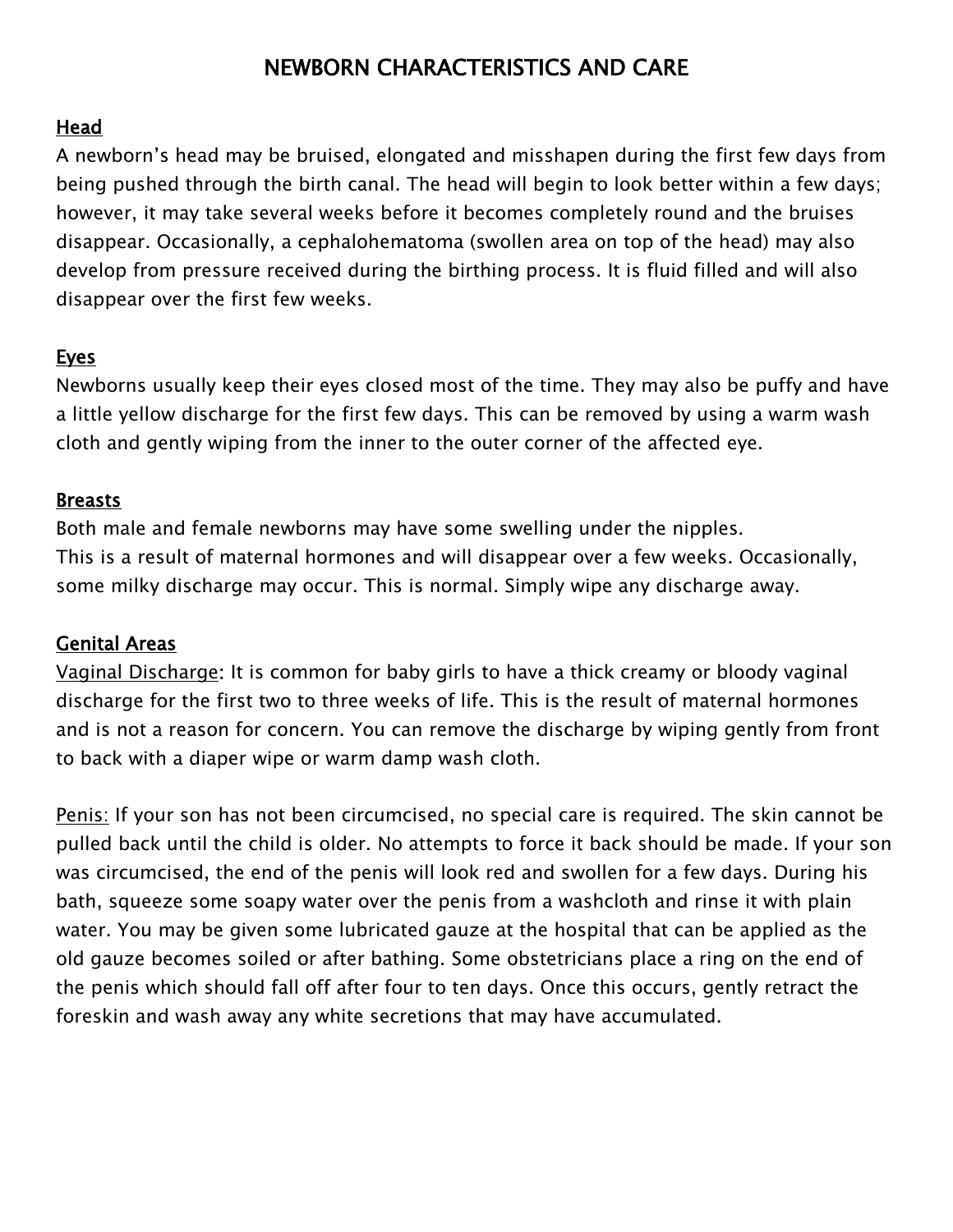# NEWBORN CHARACTERISTICS AND CARE

## Head

A newborn's head may be bruised, elongated and misshapen during the first few days from being pushed through the birth canal. The head will begin to look better within a few days; however, it may take several weeks before it becomes completely round and the bruises disappear. Occasionally, a cephalohematoma (swollen area on top of the head) may also develop from pressure received during the birthing process. It is fluid filled and will also disappear over the first few weeks.

## Eyes

Newborns usually keep their eyes closed most of the time. They may also be puffy and have a little yellow discharge for the first few days. This can be removed by using a warm wash cloth and gently wiping from the inner to the outer corner of the affected eye.

## Breasts

Both male and female newborns may have some swelling under the nipples.
This is a result of maternal hormones and will disappear over a few weeks. Occasionally, some milky discharge may occur. This is normal. Simply wipe any discharge away.

## Genital Areas

Vaginal Discharge: It is common for baby girls to have a thick creamy or bloody vaginal discharge for the first two to three weeks of life. This is the result of maternal hormones and is not a reason for concern. You can remove the discharge by wiping gently from front to back with a diaper wipe or warm damp wash cloth.

Penis: If your son has not been circumcised, no special care is required. The skin cannot be pulled back until the child is older. No attempts to force it back should be made. If your son was circumcised, the end of the penis will look red and swollen for a few days. During his bath, squeeze some soapy water over the penis from a washcloth and rinse it with plain water. You may be given some lubricated gauze at the hospital that can be applied as the old gauze becomes soiled or after bathing. Some obstetricians place a ring on the end of the penis which should fall off after four to ten days. Once this occurs, gently retract the foreskin and wash away any white secretions that may have accumulated.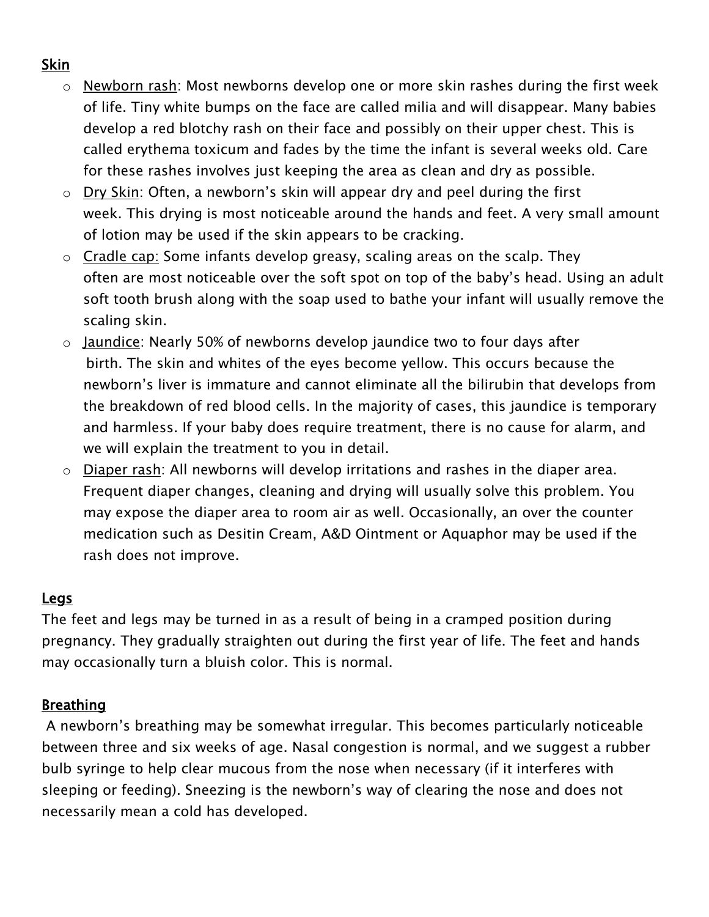## Skin

- Newborn rash: Most newborns develop one or more skin rashes during the first week of life. Tiny white bumps on the face are called milia and will disappear. Many babies develop a red blotchy rash on their face and possibly on their upper chest. This is called erythema toxicum and fades by the time the infant is several weeks old. Care for these rashes involves just keeping the area as clean and dry as possible.
- Dry Skin: Often, a newborn's skin will appear dry and peel during the first week. This drying is most noticeable around the hands and feet. A very small amount of lotion may be used if the skin appears to be cracking.
- Cradle cap: Some infants develop greasy, scaling areas on the scalp. They often are most noticeable over the soft spot on top of the baby's head. Using an adult soft tooth brush along with the soap used to bathe your infant will usually remove the scaling skin.
- Jaundice: Nearly 50% of newborns develop jaundice two to four days after birth. The skin and whites of the eyes become yellow. This occurs because the newborn's liver is immature and cannot eliminate all the bilirubin that develops from the breakdown of red blood cells. In the majority of cases, this jaundice is temporary and harmless. If your baby does require treatment, there is no cause for alarm, and we will explain the treatment to you in detail.
- Diaper rash: All newborns will develop irritations and rashes in the diaper area. Frequent diaper changes, cleaning and drying will usually solve this problem. You may expose the diaper area to room air as well. Occasionally, an over the counter medication such as Desitin Cream, A&D Ointment or Aquaphor may be used if the rash does not improve.

## Legs

The feet and legs may be turned in as a result of being in a cramped position during pregnancy. They gradually straighten out during the first year of life. The feet and hands may occasionally turn a bluish color. This is normal.

## Breathing

A newborn's breathing may be somewhat irregular. This becomes particularly noticeable between three and six weeks of age. Nasal congestion is normal, and we suggest a rubber bulb syringe to help clear mucous from the nose when necessary (if it interferes with sleeping or feeding). Sneezing is the newborn's way of clearing the nose and does not necessarily mean a cold has developed.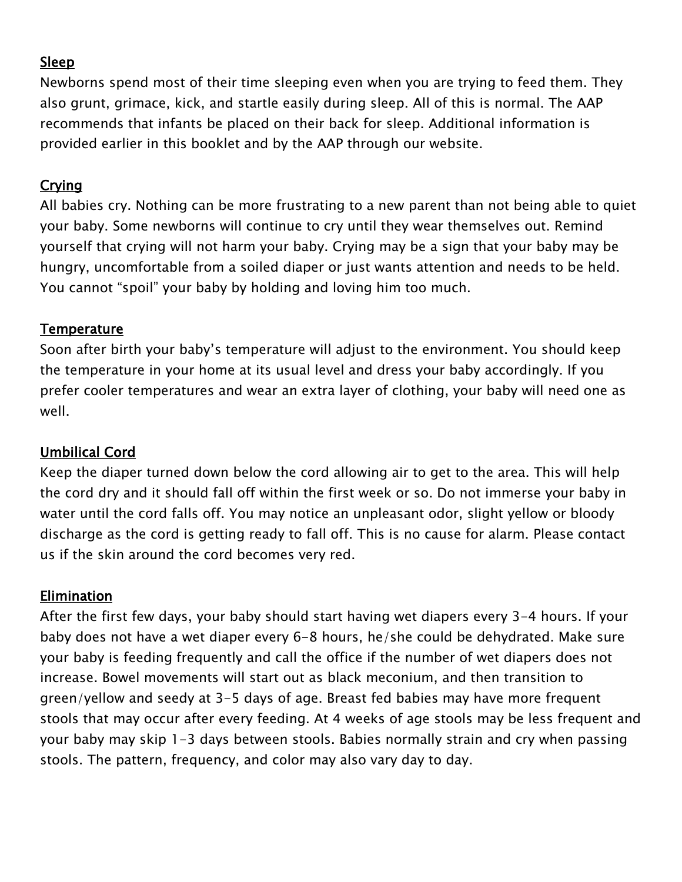## Sleep

Newborns spend most of their time sleeping even when you are trying to feed them. They also grunt, grimace, kick, and startle easily during sleep. All of this is normal. The AAP recommends that infants be placed on their back for sleep. Additional information is provided earlier in this booklet and by the AAP through our website.

## Crying

All babies cry. Nothing can be more frustrating to a new parent than not being able to quiet your baby. Some newborns will continue to cry until they wear themselves out. Remind yourself that crying will not harm your baby. Crying may be a sign that your baby may be hungry, uncomfortable from a soiled diaper or just wants attention and needs to be held. You cannot "spoil" your baby by holding and loving him too much.

## Temperature

Soon after birth your baby's temperature will adjust to the environment. You should keep the temperature in your home at its usual level and dress your baby accordingly. If you prefer cooler temperatures and wear an extra layer of clothing, your baby will need one as well.

## Umbilical Cord

Keep the diaper turned down below the cord allowing air to get to the area. This will help the cord dry and it should fall off within the first week or so. Do not immerse your baby in water until the cord falls off. You may notice an unpleasant odor, slight yellow or bloody discharge as the cord is getting ready to fall off. This is no cause for alarm. Please contact us if the skin around the cord becomes very red.

## Elimination

After the first few days, your baby should start having wet diapers every 3-4 hours. If your baby does not have a wet diaper every 6-8 hours, he/she could be dehydrated. Make sure your baby is feeding frequently and call the office if the number of wet diapers does not increase. Bowel movements will start out as black meconium, and then transition to green/yellow and seedy at 3-5 days of age. Breast fed babies may have more frequent stools that may occur after every feeding. At 4 weeks of age stools may be less frequent and your baby may skip 1-3 days between stools. Babies normally strain and cry when passing stools. The pattern, frequency, and color may also vary day to day.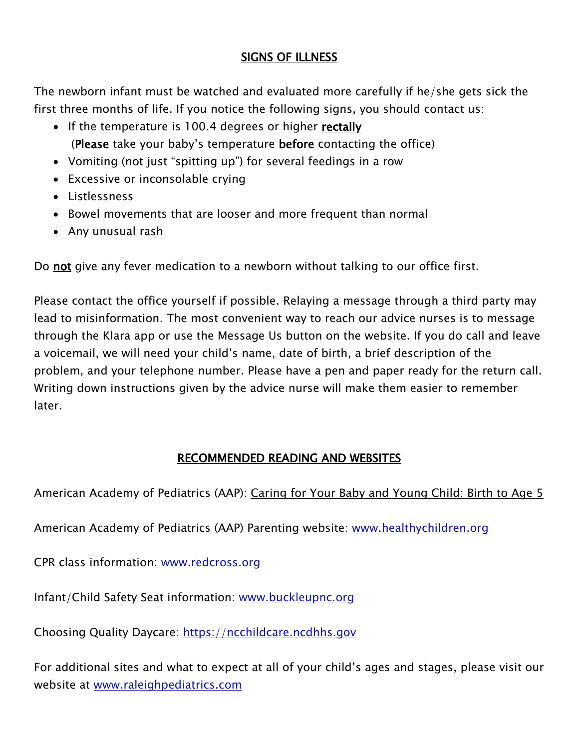## SIGNS OF ILLNESS

The newborn infant must be watched and evaluated more carefully if he/she gets sick the first three months of life. If you notice the following signs, you should contact us:

- If the temperature is 100.4 degrees or higher <u>rectally</u>
  (**Please** take your baby's temperature **before** contacting the office)
- Vomiting (not just "spitting up") for several feedings in a row
- Excessive or inconsolable crying
- Listlessness
- Bowel movements that are looser and more frequent than normal
- Any unusual rash

Do **not** give any fever medication to a newborn without talking to our office first.

Please contact the office yourself if possible. Relaying a message through a third party may lead to misinformation. The most convenient way to reach our advice nurses is to message through the Klara app or use the Message Us button on the website. If you do call and leave a voicemail, we will need your child's name, date of birth, a brief description of the problem, and your telephone number. Please have a pen and paper ready for the return call. Writing down instructions given by the advice nurse will make them easier to remember later.

## RECOMMENDED READING AND WEBSITES

American Academy of Pediatrics (AAP): <u>Caring for Your Baby and Young Child: Birth to Age 5</u>

American Academy of Pediatrics (AAP) Parenting website: www.healthychildren.org

CPR class information: www.redcross.org

Infant/Child Safety Seat information: www.buckleupnc.org

Choosing Quality Daycare: https://ncchildcare.ncdhhs.gov

For additional sites and what to expect at all of your child's ages and stages, please visit our website at www.raleighpediatrics.com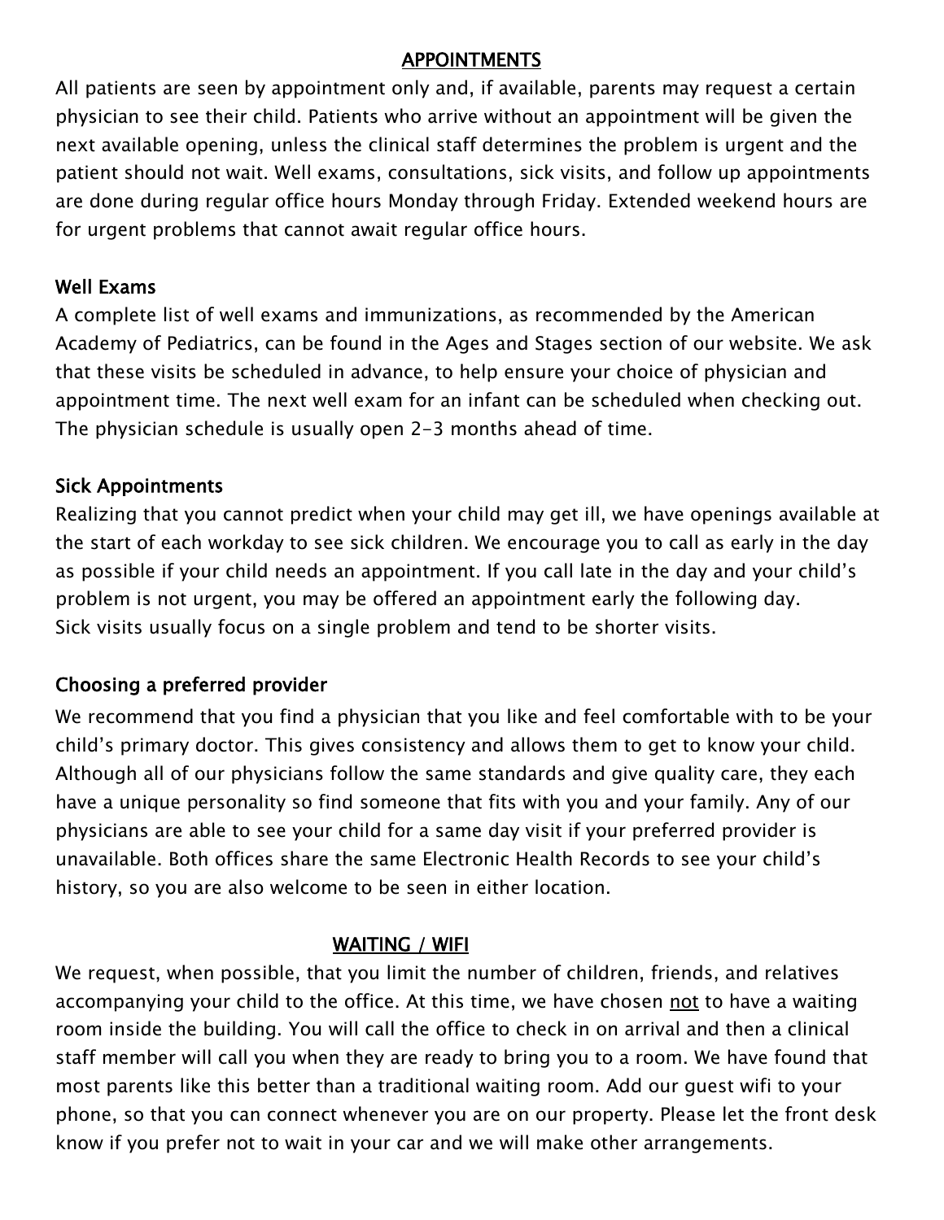## APPOINTMENTS

All patients are seen by appointment only and, if available, parents may request a certain physician to see their child. Patients who arrive without an appointment will be given the next available opening, unless the clinical staff determines the problem is urgent and the patient should not wait. Well exams, consultations, sick visits, and follow up appointments are done during regular office hours Monday through Friday. Extended weekend hours are for urgent problems that cannot await regular office hours.

### Well Exams

A complete list of well exams and immunizations, as recommended by the American Academy of Pediatrics, can be found in the Ages and Stages section of our website. We ask that these visits be scheduled in advance, to help ensure your choice of physician and appointment time. The next well exam for an infant can be scheduled when checking out. The physician schedule is usually open 2-3 months ahead of time.

### Sick Appointments

Realizing that you cannot predict when your child may get ill, we have openings available at the start of each workday to see sick children. We encourage you to call as early in the day as possible if your child needs an appointment. If you call late in the day and your child's problem is not urgent, you may be offered an appointment early the following day. Sick visits usually focus on a single problem and tend to be shorter visits.

### Choosing a preferred provider

We recommend that you find a physician that you like and feel comfortable with to be your child's primary doctor. This gives consistency and allows them to get to know your child. Although all of our physicians follow the same standards and give quality care, they each have a unique personality so find someone that fits with you and your family. Any of our physicians are able to see your child for a same day visit if your preferred provider is unavailable. Both offices share the same Electronic Health Records to see your child's history, so you are also welcome to be seen in either location.

## WAITING / WIFI

We request, when possible, that you limit the number of children, friends, and relatives accompanying your child to the office. At this time, we have chosen not to have a waiting room inside the building. You will call the office to check in on arrival and then a clinical staff member will call you when they are ready to bring you to a room. We have found that most parents like this better than a traditional waiting room. Add our guest wifi to your phone, so that you can connect whenever you are on our property. Please let the front desk know if you prefer not to wait in your car and we will make other arrangements.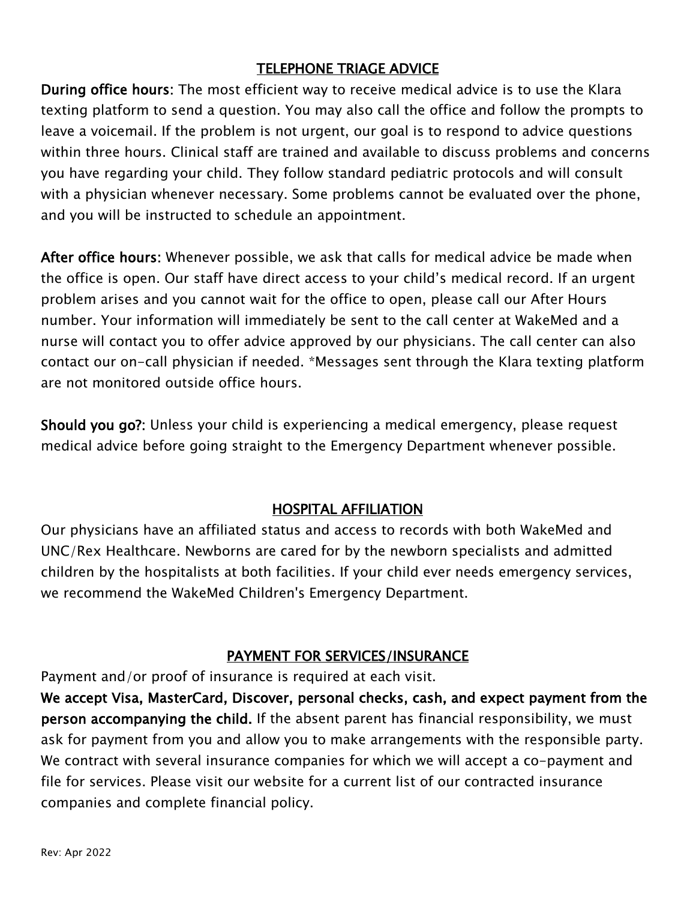## TELEPHONE TRIAGE ADVICE

**During office hours:** The most efficient way to receive medical advice is to use the Klara texting platform to send a question. You may also call the office and follow the prompts to leave a voicemail. If the problem is not urgent, our goal is to respond to advice questions within three hours. Clinical staff are trained and available to discuss problems and concerns you have regarding your child. They follow standard pediatric protocols and will consult with a physician whenever necessary. Some problems cannot be evaluated over the phone, and you will be instructed to schedule an appointment.

**After office hours:** Whenever possible, we ask that calls for medical advice be made when the office is open. Our staff have direct access to your child's medical record. If an urgent problem arises and you cannot wait for the office to open, please call our After Hours number. Your information will immediately be sent to the call center at WakeMed and a nurse will contact you to offer advice approved by our physicians. The call center can also contact our on-call physician if needed. *Messages sent through the Klara texting platform are not monitored outside office hours.

**Should you go?:** Unless your child is experiencing a medical emergency, please request medical advice before going straight to the Emergency Department whenever possible.

## HOSPITAL AFFILIATION

Our physicians have an affiliated status and access to records with both WakeMed and UNC/Rex Healthcare. Newborns are cared for by the newborn specialists and admitted children by the hospitalists at both facilities. If your child ever needs emergency services, we recommend the WakeMed Children's Emergency Department.

## PAYMENT FOR SERVICES/INSURANCE

Payment and/or proof of insurance is required at each visit.

**We accept Visa, MasterCard, Discover, personal checks, cash, and expect payment from the person accompanying the child.** If the absent parent has financial responsibility, we must ask for payment from you and allow you to make arrangements with the responsible party. We contract with several insurance companies for which we will accept a co-payment and file for services. Please visit our website for a current list of our contracted insurance companies and complete financial policy.

Rev: Apr 2022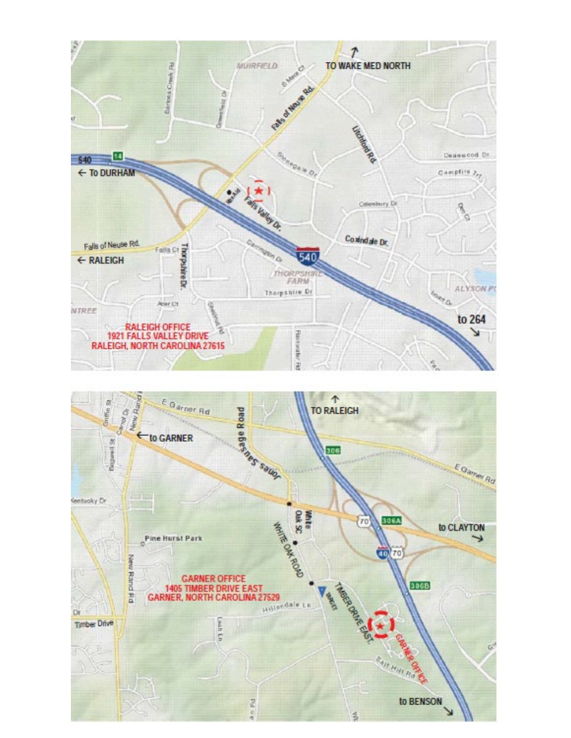RALEIGH OFFICE
1921 FALLS VALLEY DRIVE
RALEIGH, NORTH CAROLINA 27615

GARNER OFFICE
1405 TIMBER DRIVE EAST
GARNER, NORTH CAROLINA 27529